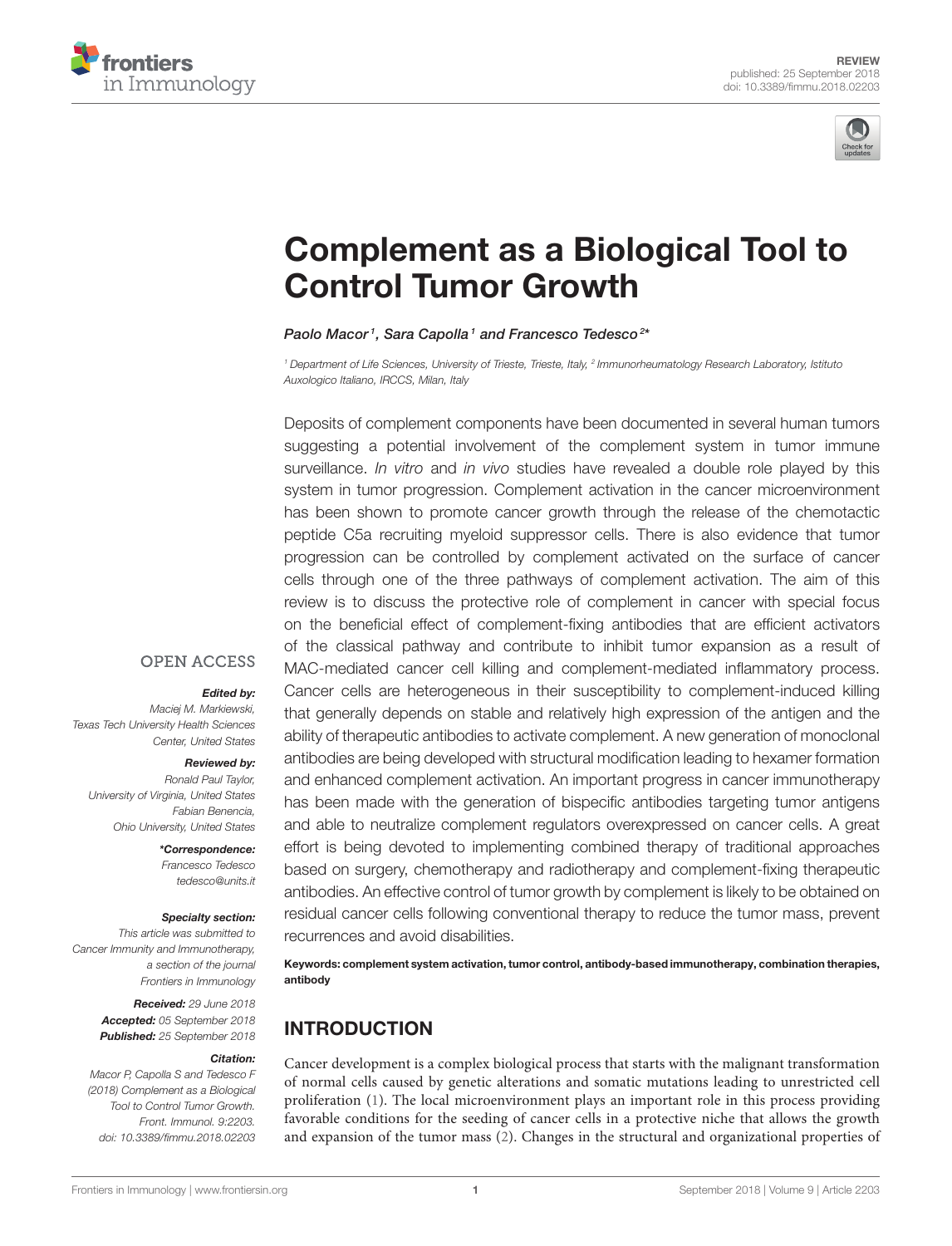REVIEW
published: 25 September 2018
doi: 10.3389/fimmu.2018.02203

# Complement as a Biological Tool to Control Tumor Growth

*Paolo Macor[1], Sara Capolla[1] and Francesco Tedesco[2]**

[1] Department of Life Sciences, University of Trieste, Trieste, Italy, [2] Immunorheumatology Research Laboratory, Istituto Auxologico Italiano, IRCCS, Milan, Italy

Deposits of complement components have been documented in several human tumors suggesting a potential involvement of the complement system in tumor immune surveillance. *In vitro* and *in vivo* studies have revealed a double role played by this system in tumor progression. Complement activation in the cancer microenvironment has been shown to promote cancer growth through the release of the chemotactic peptide C5a recruiting myeloid suppressor cells. There is also evidence that tumor progression can be controlled by complement activated on the surface of cancer cells through one of the three pathways of complement activation. The aim of this review is to discuss the protective role of complement in cancer with special focus on the beneficial effect of complement-fixing antibodies that are efficient activators of the classical pathway and contribute to inhibit tumor expansion as a result of MAC-mediated cancer cell killing and complement-mediated inflammatory process. Cancer cells are heterogeneous in their susceptibility to complement-induced killing that generally depends on stable and relatively high expression of the antigen and the ability of therapeutic antibodies to activate complement. A new generation of monoclonal antibodies are being developed with structural modification leading to hexamer formation and enhanced complement activation. An important progress in cancer immunotherapy has been made with the generation of bispecific antibodies targeting tumor antigens and able to neutralize complement regulators overexpressed on cancer cells. A great effort is being devoted to implementing combined therapy of traditional approaches based on surgery, chemotherapy and radiotherapy and complement-fixing therapeutic antibodies. An effective control of tumor growth by complement is likely to be obtained on residual cancer cells following conventional therapy to reduce the tumor mass, prevent recurrences and avoid disabilities.

**Keywords: complement system activation, tumor control, antibody-based immunotherapy, combination therapies, antibody**

OPEN ACCESS

***Edited by:***
*Maciej M. Markiewski,*
*Texas Tech University Health Sciences Center, United States*

***Reviewed by:***
*Ronald Paul Taylor,*
*University of Virginia, United States*
*Fabian Benencia,*
*Ohio University, United States*

***\*Correspondence:***
*Francesco Tedesco*
*tedesco@units.it*

***Specialty section:***
*This article was submitted to Cancer Immunity and Immunotherapy, a section of the journal Frontiers in Immunology*

***Received:*** *29 June 2018*
***Accepted:*** *05 September 2018*
***Published:*** *25 September 2018*

***Citation:***
*Macor P, Capolla S and Tedesco F (2018) Complement as a Biological Tool to Control Tumor Growth. Front. Immunol. 9:2203. doi: 10.3389/fimmu.2018.02203*

## INTRODUCTION

Cancer development is a complex biological process that starts with the malignant transformation of normal cells caused by genetic alterations and somatic mutations leading to unrestricted cell proliferation (1). The local microenvironment plays an important role in this process providing favorable conditions for the seeding of cancer cells in a protective niche that allows the growth and expansion of the tumor mass (2). Changes in the structural and organizational properties of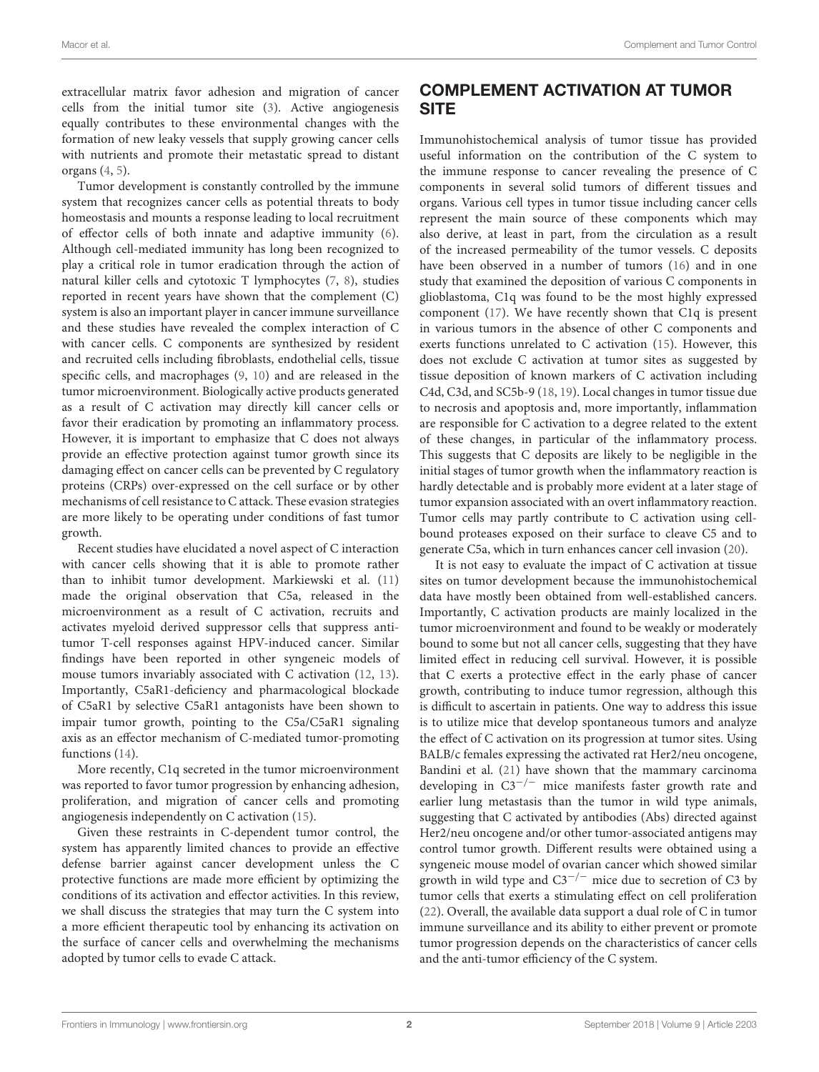extracellular matrix favor adhesion and migration of cancer cells from the initial tumor site (3). Active angiogenesis equally contributes to these environmental changes with the formation of new leaky vessels that supply growing cancer cells with nutrients and promote their metastatic spread to distant organs (4, 5).

Tumor development is constantly controlled by the immune system that recognizes cancer cells as potential threats to body homeostasis and mounts a response leading to local recruitment of effector cells of both innate and adaptive immunity (6). Although cell-mediated immunity has long been recognized to play a critical role in tumor eradication through the action of natural killer cells and cytotoxic T lymphocytes (7, 8), studies reported in recent years have shown that the complement (C) system is also an important player in cancer immune surveillance and these studies have revealed the complex interaction of C with cancer cells. C components are synthesized by resident and recruited cells including fibroblasts, endothelial cells, tissue specific cells, and macrophages (9, 10) and are released in the tumor microenvironment. Biologically active products generated as a result of C activation may directly kill cancer cells or favor their eradication by promoting an inflammatory process. However, it is important to emphasize that C does not always provide an effective protection against tumor growth since its damaging effect on cancer cells can be prevented by C regulatory proteins (CRPs) over-expressed on the cell surface or by other mechanisms of cell resistance to C attack. These evasion strategies are more likely to be operating under conditions of fast tumor growth.

Recent studies have elucidated a novel aspect of C interaction with cancer cells showing that it is able to promote rather than to inhibit tumor development. Markiewski et al. (11) made the original observation that C5a, released in the microenvironment as a result of C activation, recruits and activates myeloid derived suppressor cells that suppress anti-tumor T-cell responses against HPV-induced cancer. Similar findings have been reported in other syngeneic models of mouse tumors invariably associated with C activation (12, 13). Importantly, C5aR1-deficiency and pharmacological blockade of C5aR1 by selective C5aR1 antagonists have been shown to impair tumor growth, pointing to the C5a/C5aR1 signaling axis as an effector mechanism of C-mediated tumor-promoting functions (14).

More recently, C1q secreted in the tumor microenvironment was reported to favor tumor progression by enhancing adhesion, proliferation, and migration of cancer cells and promoting angiogenesis independently on C activation (15).

Given these restraints in C-dependent tumor control, the system has apparently limited chances to provide an effective defense barrier against cancer development unless the C protective functions are made more efficient by optimizing the conditions of its activation and effector activities. In this review, we shall discuss the strategies that may turn the C system into a more efficient therapeutic tool by enhancing its activation on the surface of cancer cells and overwhelming the mechanisms adopted by tumor cells to evade C attack.

## COMPLEMENT ACTIVATION AT TUMOR SITE

Immunohistochemical analysis of tumor tissue has provided useful information on the contribution of the C system to the immune response to cancer revealing the presence of C components in several solid tumors of different tissues and organs. Various cell types in tumor tissue including cancer cells represent the main source of these components which may also derive, at least in part, from the circulation as a result of the increased permeability of the tumor vessels. C deposits have been observed in a number of tumors (16) and in one study that examined the deposition of various C components in glioblastoma, C1q was found to be the most highly expressed component (17). We have recently shown that C1q is present in various tumors in the absence of other C components and exerts functions unrelated to C activation (15). However, this does not exclude C activation at tumor sites as suggested by tissue deposition of known markers of C activation including C4d, C3d, and SC5b-9 (18, 19). Local changes in tumor tissue due to necrosis and apoptosis and, more importantly, inflammation are responsible for C activation to a degree related to the extent of these changes, in particular of the inflammatory process. This suggests that C deposits are likely to be negligible in the initial stages of tumor growth when the inflammatory reaction is hardly detectable and is probably more evident at a later stage of tumor expansion associated with an overt inflammatory reaction. Tumor cells may partly contribute to C activation using cell-bound proteases exposed on their surface to cleave C5 and to generate C5a, which in turn enhances cancer cell invasion (20).

It is not easy to evaluate the impact of C activation at tissue sites on tumor development because the immunohistochemical data have mostly been obtained from well-established cancers. Importantly, C activation products are mainly localized in the tumor microenvironment and found to be weakly or moderately bound to some but not all cancer cells, suggesting that they have limited effect in reducing cell survival. However, it is possible that C exerts a protective effect in the early phase of cancer growth, contributing to induce tumor regression, although this is difficult to ascertain in patients. One way to address this issue is to utilize mice that develop spontaneous tumors and analyze the effect of C activation on its progression at tumor sites. Using BALB/c females expressing the activated rat Her2/neu oncogene, Bandini et al. (21) have shown that the mammary carcinoma developing in $C3^{-/-}$ mice manifests faster growth rate and earlier lung metastasis than the tumor in wild type animals, suggesting that C activated by antibodies (Abs) directed against Her2/neu oncogene and/or other tumor-associated antigens may control tumor growth. Different results were obtained using a syngeneic mouse model of ovarian cancer which showed similar growth in wild type and $C3^{-/-}$ mice due to secretion of C3 by tumor cells that exerts a stimulating effect on cell proliferation (22). Overall, the available data support a dual role of C in tumor immune surveillance and its ability to either prevent or promote tumor progression depends on the characteristics of cancer cells and the anti-tumor efficiency of the C system.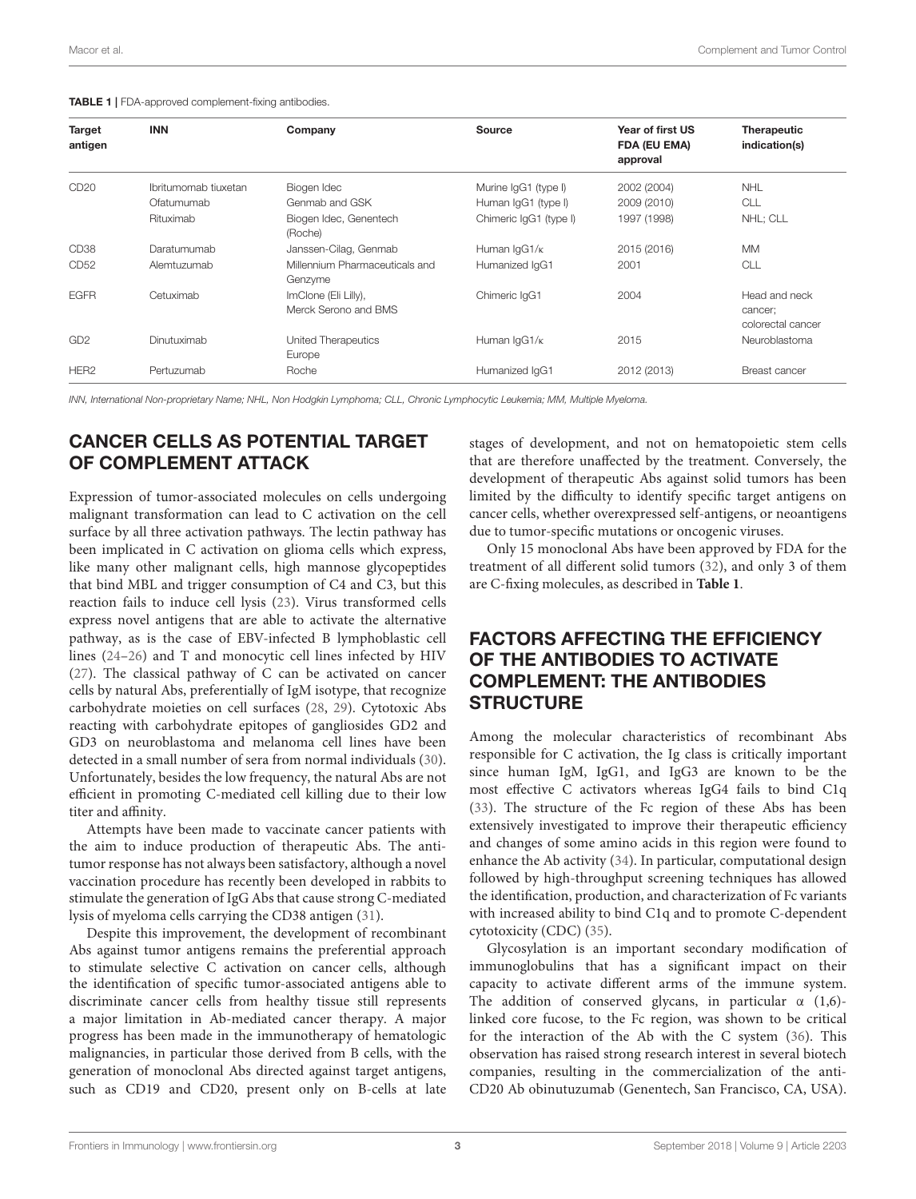**TABLE 1** | FDA-approved complement-fixing antibodies.

| Target antigen | INN | Company | Source | Year of first US FDA (EU EMA) approval | Therapeutic indication(s) |
|---|---|---|---|---|---|
| CD20 | Ibritumomab tiuxetan | Biogen Idec | Murine IgG1 (type I) | 2002 (2004) | NHL |
| | Ofatumumab | Genmab and GSK | Human IgG1 (type I) | 2009 (2010) | CLL |
| | Rituximab | Biogen Idec, Genentech (Roche) | Chimeric IgG1 (type I) | 1997 (1998) | NHL; CLL |
| CD38 | Daratumumab | Janssen-Cilag, Genmab | Human IgG1/κ | 2015 (2016) | MM |
| CD52 | Alemtuzumab | Millennium Pharmaceuticals and Genzyme | Humanized IgG1 | 2001 | CLL |
| EGFR | Cetuximab | ImClone (Eli Lilly), Merck Serono and BMS | Chimeric IgG1 | 2004 | Head and neck cancer; colorectal cancer |
| GD2 | Dinutuximab | United Therapeutics Europe | Human IgG1/κ | 2015 | Neuroblastoma |
| HER2 | Pertuzumab | Roche | Humanized IgG1 | 2012 (2013) | Breast cancer |

*INN, International Non-proprietary Name; NHL, Non Hodgkin Lymphoma; CLL, Chronic Lymphocytic Leukemia; MM, Multiple Myeloma.*

## CANCER CELLS AS POTENTIAL TARGET OF COMPLEMENT ATTACK

Expression of tumor-associated molecules on cells undergoing malignant transformation can lead to C activation on the cell surface by all three activation pathways. The lectin pathway has been implicated in C activation on glioma cells which express, like many other malignant cells, high mannose glycopeptides that bind MBL and trigger consumption of C4 and C3, but this reaction fails to induce cell lysis (23). Virus transformed cells express novel antigens that are able to activate the alternative pathway, as is the case of EBV-infected B lymphoblastic cell lines (24–26) and T and monocytic cell lines infected by HIV (27). The classical pathway of C can be activated on cancer cells by natural Abs, preferentially of IgM isotype, that recognize carbohydrate moieties on cell surfaces (28, 29). Cytotoxic Abs reacting with carbohydrate epitopes of gangliosides GD2 and GD3 on neuroblastoma and melanoma cell lines have been detected in a small number of sera from normal individuals (30). Unfortunately, besides the low frequency, the natural Abs are not efficient in promoting C-mediated cell killing due to their low titer and affinity.

Attempts have been made to vaccinate cancer patients with the aim to induce production of therapeutic Abs. The anti-tumor response has not always been satisfactory, although a novel vaccination procedure has recently been developed in rabbits to stimulate the generation of IgG Abs that cause strong C-mediated lysis of myeloma cells carrying the CD38 antigen (31).

Despite this improvement, the development of recombinant Abs against tumor antigens remains the preferential approach to stimulate selective C activation on cancer cells, although the identification of specific tumor-associated antigens able to discriminate cancer cells from healthy tissue still represents a major limitation in Ab-mediated cancer therapy. A major progress has been made in the immunotherapy of hematologic malignancies, in particular those derived from B cells, with the generation of monoclonal Abs directed against target antigens, such as CD19 and CD20, present only on B-cells at late stages of development, and not on hematopoietic stem cells that are therefore unaffected by the treatment. Conversely, the development of therapeutic Abs against solid tumors has been limited by the difficulty to identify specific target antigens on cancer cells, whether overexpressed self-antigens, or neoantigens due to tumor-specific mutations or oncogenic viruses.

Only 15 monoclonal Abs have been approved by FDA for the treatment of all different solid tumors (32), and only 3 of them are C-fixing molecules, as described in **Table 1**.

## FACTORS AFFECTING THE EFFICIENCY OF THE ANTIBODIES TO ACTIVATE COMPLEMENT: THE ANTIBODIES STRUCTURE

Among the molecular characteristics of recombinant Abs responsible for C activation, the Ig class is critically important since human IgM, IgG1, and IgG3 are known to be the most effective C activators whereas IgG4 fails to bind C1q (33). The structure of the Fc region of these Abs has been extensively investigated to improve their therapeutic efficiency and changes of some amino acids in this region were found to enhance the Ab activity (34). In particular, computational design followed by high-throughput screening techniques has allowed the identification, production, and characterization of Fc variants with increased ability to bind C1q and to promote C-dependent cytotoxicity (CDC) (35).

Glycosylation is an important secondary modification of immunoglobulins that has a significant impact on their capacity to activate different arms of the immune system. The addition of conserved glycans, in particular α (1,6)-linked core fucose, to the Fc region, was shown to be critical for the interaction of the Ab with the C system (36). This observation has raised strong research interest in several biotech companies, resulting in the commercialization of the anti-CD20 Ab obinutuzumab (Genentech, San Francisco, CA, USA).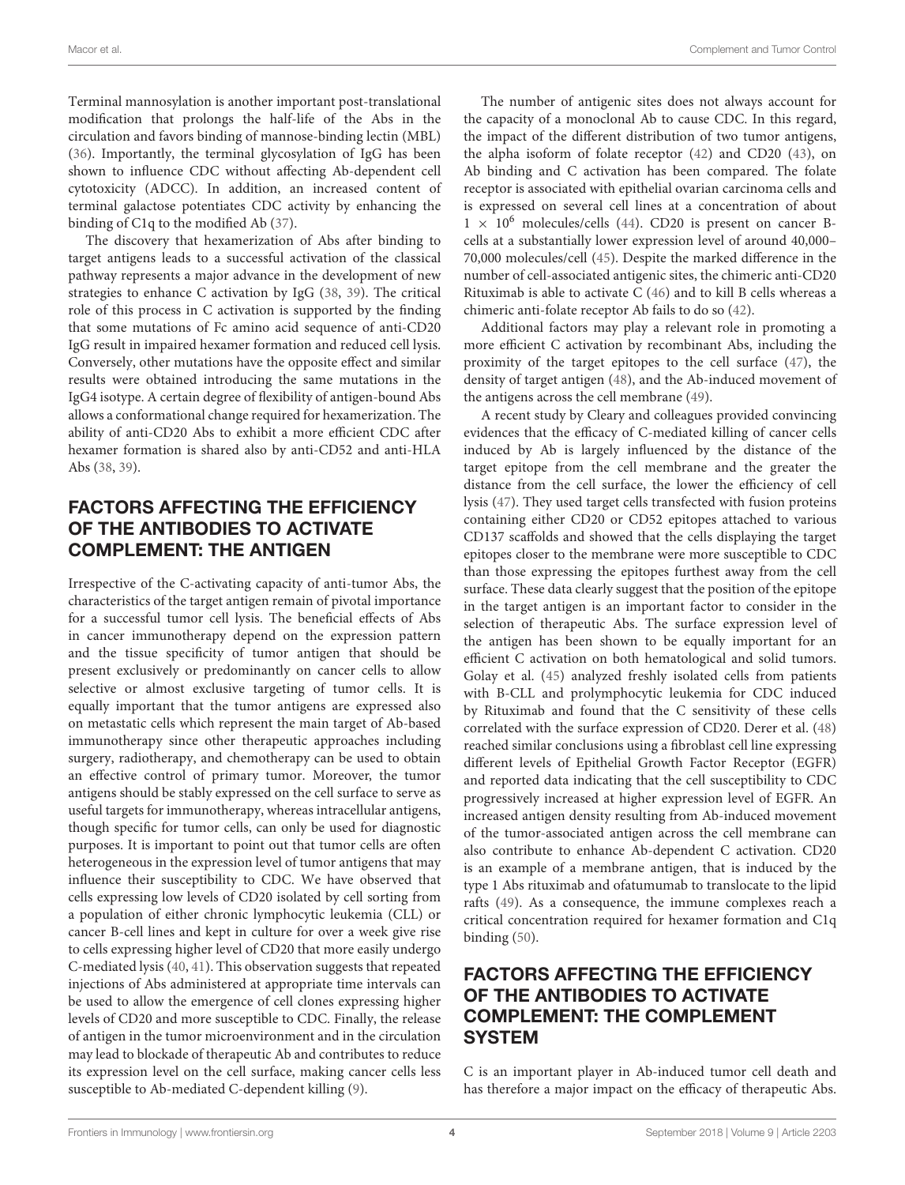Terminal mannosylation is another important post-translational modification that prolongs the half-life of the Abs in the circulation and favors binding of mannose-binding lectin (MBL) (36). Importantly, the terminal glycosylation of IgG has been shown to influence CDC without affecting Ab-dependent cell cytotoxicity (ADCC). In addition, an increased content of terminal galactose potentiates CDC activity by enhancing the binding of C1q to the modified Ab (37).

The discovery that hexamerization of Abs after binding to target antigens leads to a successful activation of the classical pathway represents a major advance in the development of new strategies to enhance C activation by IgG (38, 39). The critical role of this process in C activation is supported by the finding that some mutations of Fc amino acid sequence of anti-CD20 IgG result in impaired hexamer formation and reduced cell lysis. Conversely, other mutations have the opposite effect and similar results were obtained introducing the same mutations in the IgG4 isotype. A certain degree of flexibility of antigen-bound Abs allows a conformational change required for hexamerization. The ability of anti-CD20 Abs to exhibit a more efficient CDC after hexamer formation is shared also by anti-CD52 and anti-HLA Abs (38, 39).

## FACTORS AFFECTING THE EFFICIENCY OF THE ANTIBODIES TO ACTIVATE COMPLEMENT: THE ANTIGEN

Irrespective of the C-activating capacity of anti-tumor Abs, the characteristics of the target antigen remain of pivotal importance for a successful tumor cell lysis. The beneficial effects of Abs in cancer immunotherapy depend on the expression pattern and the tissue specificity of tumor antigen that should be present exclusively or predominantly on cancer cells to allow selective or almost exclusive targeting of tumor cells. It is equally important that the tumor antigens are expressed also on metastatic cells which represent the main target of Ab-based immunotherapy since other therapeutic approaches including surgery, radiotherapy, and chemotherapy can be used to obtain an effective control of primary tumor. Moreover, the tumor antigens should be stably expressed on the cell surface to serve as useful targets for immunotherapy, whereas intracellular antigens, though specific for tumor cells, can only be used for diagnostic purposes. It is important to point out that tumor cells are often heterogeneous in the expression level of tumor antigens that may influence their susceptibility to CDC. We have observed that cells expressing low levels of CD20 isolated by cell sorting from a population of either chronic lymphocytic leukemia (CLL) or cancer B-cell lines and kept in culture for over a week give rise to cells expressing higher level of CD20 that more easily undergo C-mediated lysis (40, 41). This observation suggests that repeated injections of Abs administered at appropriate time intervals can be used to allow the emergence of cell clones expressing higher levels of CD20 and more susceptible to CDC. Finally, the release of antigen in the tumor microenvironment and in the circulation may lead to blockade of therapeutic Ab and contributes to reduce its expression level on the cell surface, making cancer cells less susceptible to Ab-mediated C-dependent killing (9).

The number of antigenic sites does not always account for the capacity of a monoclonal Ab to cause CDC. In this regard, the impact of the different distribution of two tumor antigens, the alpha isoform of folate receptor (42) and CD20 (43), on Ab binding and C activation has been compared. The folate receptor is associated with epithelial ovarian carcinoma cells and is expressed on several cell lines at a concentration of about $1 \times 10^6$ molecules/cells (44). CD20 is present on cancer B-cells at a substantially lower expression level of around 40,000–70,000 molecules/cell (45). Despite the marked difference in the number of cell-associated antigenic sites, the chimeric anti-CD20 Rituximab is able to activate C (46) and to kill B cells whereas a chimeric anti-folate receptor Ab fails to do so (42).

Additional factors may play a relevant role in promoting a more efficient C activation by recombinant Abs, including the proximity of the target epitopes to the cell surface (47), the density of target antigen (48), and the Ab-induced movement of the antigens across the cell membrane (49).

A recent study by Cleary and colleagues provided convincing evidences that the efficacy of C-mediated killing of cancer cells induced by Ab is largely influenced by the distance of the target epitope from the cell membrane and the greater the distance from the cell surface, the lower the efficiency of cell lysis (47). They used target cells transfected with fusion proteins containing either CD20 or CD52 epitopes attached to various CD137 scaffolds and showed that the cells displaying the target epitopes closer to the membrane were more susceptible to CDC than those expressing the epitopes furthest away from the cell surface. These data clearly suggest that the position of the epitope in the target antigen is an important factor to consider in the selection of therapeutic Abs. The surface expression level of the antigen has been shown to be equally important for an efficient C activation on both hematological and solid tumors. Golay et al. (45) analyzed freshly isolated cells from patients with B-CLL and prolymphocytic leukemia for CDC induced by Rituximab and found that the C sensitivity of these cells correlated with the surface expression of CD20. Derer et al. (48) reached similar conclusions using a fibroblast cell line expressing different levels of Epithelial Growth Factor Receptor (EGFR) and reported data indicating that the cell susceptibility to CDC progressively increased at higher expression level of EGFR. An increased antigen density resulting from Ab-induced movement of the tumor-associated antigen across the cell membrane can also contribute to enhance Ab-dependent C activation. CD20 is an example of a membrane antigen, that is induced by the type 1 Abs rituximab and ofatumumab to translocate to the lipid rafts (49). As a consequence, the immune complexes reach a critical concentration required for hexamer formation and C1q binding (50).

## FACTORS AFFECTING THE EFFICIENCY OF THE ANTIBODIES TO ACTIVATE COMPLEMENT: THE COMPLEMENT SYSTEM

C is an important player in Ab-induced tumor cell death and has therefore a major impact on the efficacy of therapeutic Abs.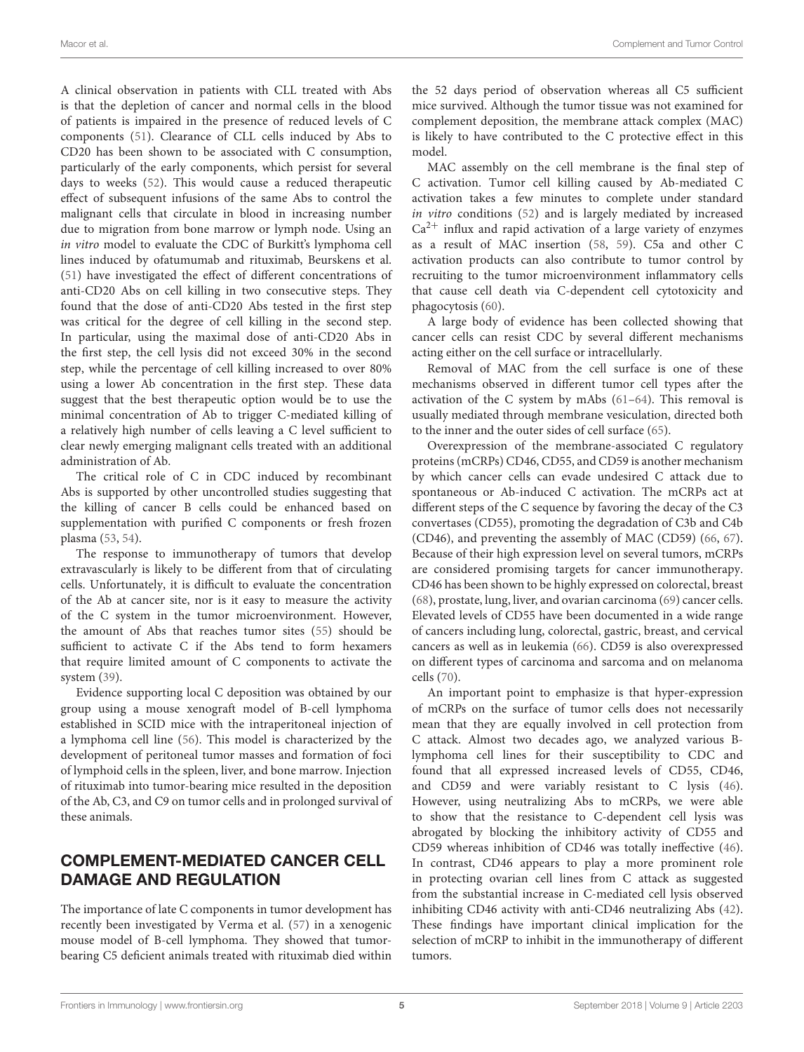A clinical observation in patients with CLL treated with Abs is that the depletion of cancer and normal cells in the blood of patients is impaired in the presence of reduced levels of C components (51). Clearance of CLL cells induced by Abs to CD20 has been shown to be associated with C consumption, particularly of the early components, which persist for several days to weeks (52). This would cause a reduced therapeutic effect of subsequent infusions of the same Abs to control the malignant cells that circulate in blood in increasing number due to migration from bone marrow or lymph node. Using an *in vitro* model to evaluate the CDC of Burkitt's lymphoma cell lines induced by ofatumumab and rituximab, Beurskens et al. (51) have investigated the effect of different concentrations of anti-CD20 Abs on cell killing in two consecutive steps. They found that the dose of anti-CD20 Abs tested in the first step was critical for the degree of cell killing in the second step. In particular, using the maximal dose of anti-CD20 Abs in the first step, the cell lysis did not exceed 30% in the second step, while the percentage of cell killing increased to over 80% using a lower Ab concentration in the first step. These data suggest that the best therapeutic option would be to use the minimal concentration of Ab to trigger C-mediated killing of a relatively high number of cells leaving a C level sufficient to clear newly emerging malignant cells treated with an additional administration of Ab.

The critical role of C in CDC induced by recombinant Abs is supported by other uncontrolled studies suggesting that the killing of cancer B cells could be enhanced based on supplementation with purified C components or fresh frozen plasma (53, 54).

The response to immunotherapy of tumors that develop extravascularly is likely to be different from that of circulating cells. Unfortunately, it is difficult to evaluate the concentration of the Ab at cancer site, nor is it easy to measure the activity of the C system in the tumor microenvironment. However, the amount of Abs that reaches tumor sites (55) should be sufficient to activate C if the Abs tend to form hexamers that require limited amount of C components to activate the system (39).

Evidence supporting local C deposition was obtained by our group using a mouse xenograft model of B-cell lymphoma established in SCID mice with the intraperitoneal injection of a lymphoma cell line (56). This model is characterized by the development of peritoneal tumor masses and formation of foci of lymphoid cells in the spleen, liver, and bone marrow. Injection of rituximab into tumor-bearing mice resulted in the deposition of the Ab, C3, and C9 on tumor cells and in prolonged survival of these animals.

## COMPLEMENT-MEDIATED CANCER CELL DAMAGE AND REGULATION

The importance of late C components in tumor development has recently been investigated by Verma et al. (57) in a xenogenic mouse model of B-cell lymphoma. They showed that tumor-bearing C5 deficient animals treated with rituximab died within the 52 days period of observation whereas all C5 sufficient mice survived. Although the tumor tissue was not examined for complement deposition, the membrane attack complex (MAC) is likely to have contributed to the C protective effect in this model.

MAC assembly on the cell membrane is the final step of C activation. Tumor cell killing caused by Ab-mediated C activation takes a few minutes to complete under standard *in vitro* conditions (52) and is largely mediated by increased $Ca^{2+}$ influx and rapid activation of a large variety of enzymes as a result of MAC insertion (58, 59). C5a and other C activation products can also contribute to tumor control by recruiting to the tumor microenvironment inflammatory cells that cause cell death via C-dependent cell cytotoxicity and phagocytosis (60).

A large body of evidence has been collected showing that cancer cells can resist CDC by several different mechanisms acting either on the cell surface or intracellularly.

Removal of MAC from the cell surface is one of these mechanisms observed in different tumor cell types after the activation of the C system by mAbs (61–64). This removal is usually mediated through membrane vesiculation, directed both to the inner and the outer sides of cell surface (65).

Overexpression of the membrane-associated C regulatory proteins (mCRPs) CD46, CD55, and CD59 is another mechanism by which cancer cells can evade undesired C attack due to spontaneous or Ab-induced C activation. The mCRPs act at different steps of the C sequence by favoring the decay of the C3 convertases (CD55), promoting the degradation of C3b and C4b (CD46), and preventing the assembly of MAC (CD59) (66, 67). Because of their high expression level on several tumors, mCRPs are considered promising targets for cancer immunotherapy. CD46 has been shown to be highly expressed on colorectal, breast (68), prostate, lung, liver, and ovarian carcinoma (69) cancer cells. Elevated levels of CD55 have been documented in a wide range of cancers including lung, colorectal, gastric, breast, and cervical cancers as well as in leukemia (66). CD59 is also overexpressed on different types of carcinoma and sarcoma and on melanoma cells (70).

An important point to emphasize is that hyper-expression of mCRPs on the surface of tumor cells does not necessarily mean that they are equally involved in cell protection from C attack. Almost two decades ago, we analyzed various B-lymphoma cell lines for their susceptibility to CDC and found that all expressed increased levels of CD55, CD46, and CD59 and were variably resistant to C lysis (46). However, using neutralizing Abs to mCRPs, we were able to show that the resistance to C-dependent cell lysis was abrogated by blocking the inhibitory activity of CD55 and CD59 whereas inhibition of CD46 was totally ineffective (46). In contrast, CD46 appears to play a more prominent role in protecting ovarian cell lines from C attack as suggested from the substantial increase in C-mediated cell lysis observed inhibiting CD46 activity with anti-CD46 neutralizing Abs (42). These findings have important clinical implication for the selection of mCRP to inhibit in the immunotherapy of different tumors.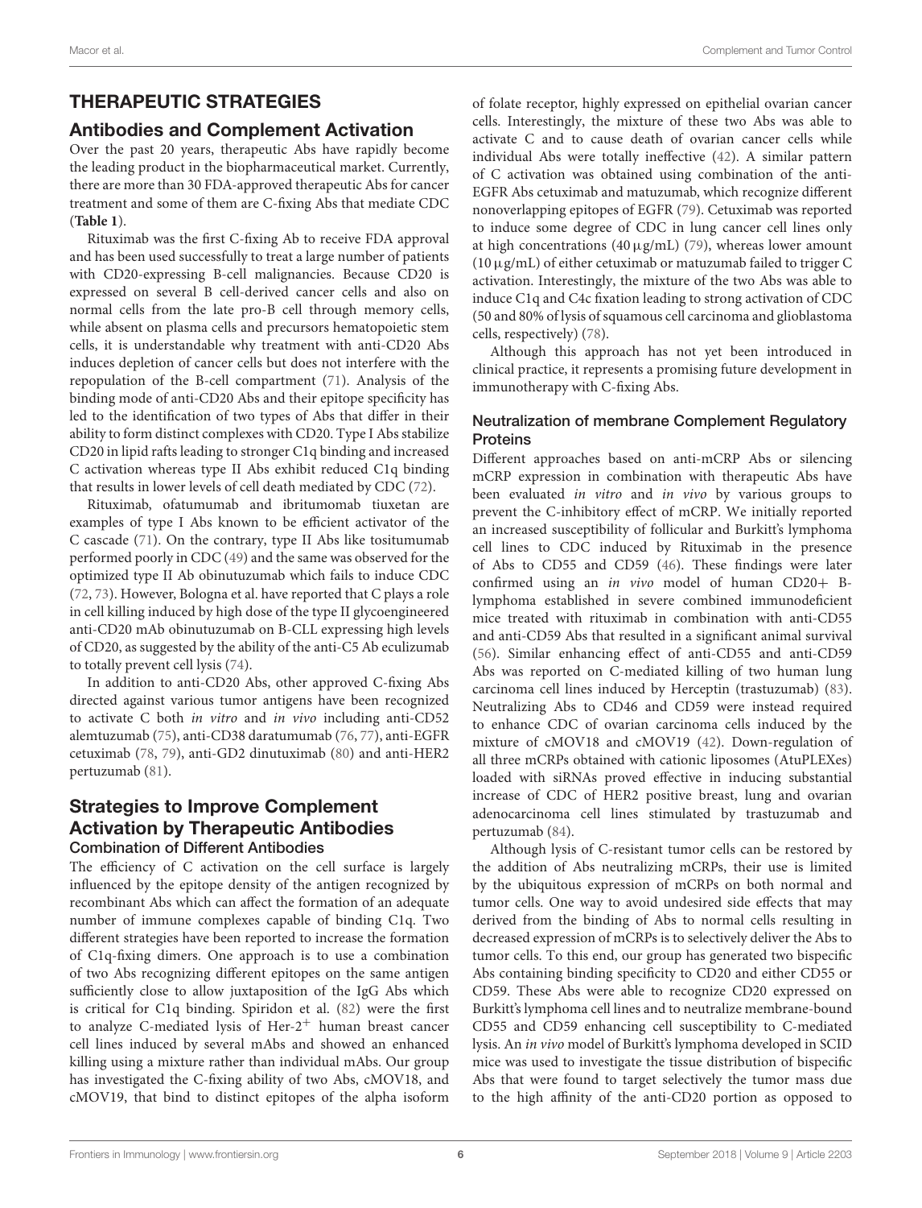## THERAPEUTIC STRATEGIES

### Antibodies and Complement Activation

Over the past 20 years, therapeutic Abs have rapidly become the leading product in the biopharmaceutical market. Currently, there are more than 30 FDA-approved therapeutic Abs for cancer treatment and some of them are C-fixing Abs that mediate CDC (**Table 1**).

Rituximab was the first C-fixing Ab to receive FDA approval and has been used successfully to treat a large number of patients with CD20-expressing B-cell malignancies. Because CD20 is expressed on several B cell-derived cancer cells and also on normal cells from the late pro-B cell through memory cells, while absent on plasma cells and precursors hematopoietic stem cells, it is understandable why treatment with anti-CD20 Abs induces depletion of cancer cells but does not interfere with the repopulation of the B-cell compartment (71). Analysis of the binding mode of anti-CD20 Abs and their epitope specificity has led to the identification of two types of Abs that differ in their ability to form distinct complexes with CD20. Type I Abs stabilize CD20 in lipid rafts leading to stronger C1q binding and increased C activation whereas type II Abs exhibit reduced C1q binding that results in lower levels of cell death mediated by CDC (72).

Rituximab, ofatumumab and ibritumomab tiuxetan are examples of type I Abs known to be efficient activator of the C cascade (71). On the contrary, type II Abs like tositumumab performed poorly in CDC (49) and the same was observed for the optimized type II Ab obinutuzumab which fails to induce CDC (72, 73). However, Bologna et al. have reported that C plays a role in cell killing induced by high dose of the type II glycoengineered anti-CD20 mAb obinutuzumab on B-CLL expressing high levels of CD20, as suggested by the ability of the anti-C5 Ab eculizumab to totally prevent cell lysis (74).

In addition to anti-CD20 Abs, other approved C-fixing Abs directed against various tumor antigens have been recognized to activate C both *in vitro* and *in vivo* including anti-CD52 alemtuzumab (75), anti-CD38 daratumumab (76, 77), anti-EGFR cetuximab (78, 79), anti-GD2 dinutuximab (80) and anti-HER2 pertuzumab (81).

### Strategies to Improve Complement Activation by Therapeutic Antibodies

#### Combination of Different Antibodies

The efficiency of C activation on the cell surface is largely influenced by the epitope density of the antigen recognized by recombinant Abs which can affect the formation of an adequate number of immune complexes capable of binding C1q. Two different strategies have been reported to increase the formation of C1q-fixing dimers. One approach is to use a combination of two Abs recognizing different epitopes on the same antigen sufficiently close to allow juxtaposition of the IgG Abs which is critical for C1q binding. Spiridon et al. (82) were the first to analyze C-mediated lysis of Her-$2^{+}$ human breast cancer cell lines induced by several mAbs and showed an enhanced killing using a mixture rather than individual mAbs. Our group has investigated the C-fixing ability of two Abs, cMOV18, and cMOV19, that bind to distinct epitopes of the alpha isoform of folate receptor, highly expressed on epithelial ovarian cancer cells. Interestingly, the mixture of these two Abs was able to activate C and to cause death of ovarian cancer cells while individual Abs were totally ineffective (42). A similar pattern of C activation was obtained using combination of the anti-EGFR Abs cetuximab and matuzumab, which recognize different nonoverlapping epitopes of EGFR (79). Cetuximab was reported to induce some degree of CDC in lung cancer cell lines only at high concentrations (40 μg/mL) (79), whereas lower amount (10 μg/mL) of either cetuximab or matuzumab failed to trigger C activation. Interestingly, the mixture of the two Abs was able to induce C1q and C4c fixation leading to strong activation of CDC (50 and 80% of lysis of squamous cell carcinoma and glioblastoma cells, respectively) (78).

Although this approach has not yet been introduced in clinical practice, it represents a promising future development in immunotherapy with C-fixing Abs.

#### Neutralization of membrane Complement Regulatory Proteins

Different approaches based on anti-mCRP Abs or silencing mCRP expression in combination with therapeutic Abs have been evaluated *in vitro* and *in vivo* by various groups to prevent the C-inhibitory effect of mCRP. We initially reported an increased susceptibility of follicular and Burkitt's lymphoma cell lines to CDC induced by Rituximab in the presence of Abs to CD55 and CD59 (46). These findings were later confirmed using an *in vivo* model of human CD20+ B-lymphoma established in severe combined immunodeficient mice treated with rituximab in combination with anti-CD55 and anti-CD59 Abs that resulted in a significant animal survival (56). Similar enhancing effect of anti-CD55 and anti-CD59 Abs was reported on C-mediated killing of two human lung carcinoma cell lines induced by Herceptin (trastuzumab) (83). Neutralizing Abs to CD46 and CD59 were instead required to enhance CDC of ovarian carcinoma cells induced by the mixture of cMOV18 and cMOV19 (42). Down-regulation of all three mCRPs obtained with cationic liposomes (AtuPLEXes) loaded with siRNAs proved effective in inducing substantial increase of CDC of HER2 positive breast, lung and ovarian adenocarcinoma cell lines stimulated by trastuzumab and pertuzumab (84).

Although lysis of C-resistant tumor cells can be restored by the addition of Abs neutralizing mCRPs, their use is limited by the ubiquitous expression of mCRPs on both normal and tumor cells. One way to avoid undesired side effects that may derived from the binding of Abs to normal cells resulting in decreased expression of mCRPs is to selectively deliver the Abs to tumor cells. To this end, our group has generated two bispecific Abs containing binding specificity to CD20 and either CD55 or CD59. These Abs were able to recognize CD20 expressed on Burkitt's lymphoma cell lines and to neutralize membrane-bound CD55 and CD59 enhancing cell susceptibility to C-mediated lysis. An *in vivo* model of Burkitt's lymphoma developed in SCID mice was used to investigate the tissue distribution of bispecific Abs that were found to target selectively the tumor mass due to the high affinity of the anti-CD20 portion as opposed to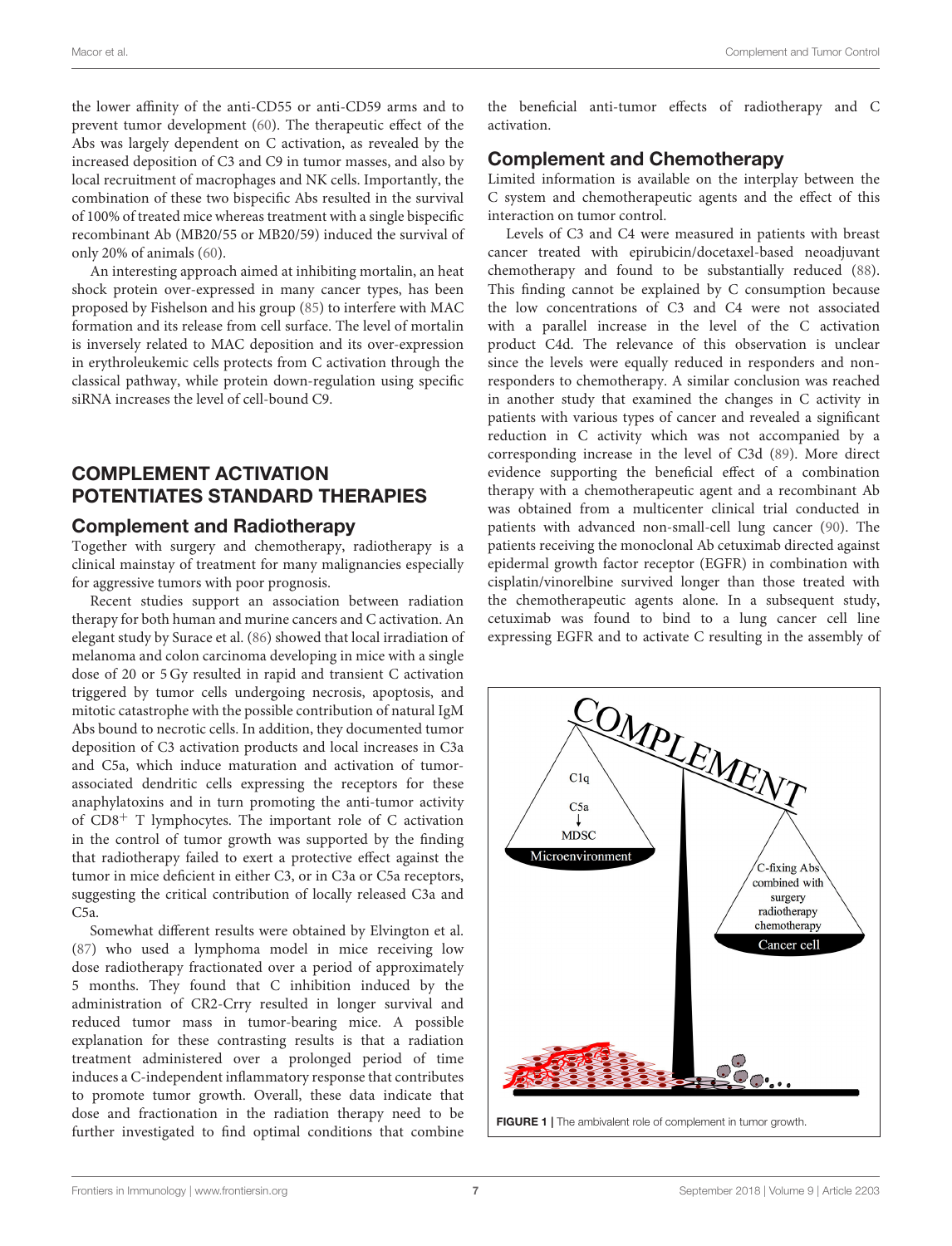the lower affinity of the anti-CD55 or anti-CD59 arms and to prevent tumor development (60). The therapeutic effect of the Abs was largely dependent on C activation, as revealed by the increased deposition of C3 and C9 in tumor masses, and also by local recruitment of macrophages and NK cells. Importantly, the combination of these two bispecific Abs resulted in the survival of 100% of treated mice whereas treatment with a single bispecific recombinant Ab (MB20/55 or MB20/59) induced the survival of only 20% of animals (60).

An interesting approach aimed at inhibiting mortalin, an heat shock protein over-expressed in many cancer types, has been proposed by Fishelson and his group (85) to interfere with MAC formation and its release from cell surface. The level of mortalin is inversely related to MAC deposition and its over-expression in erythroleukemic cells protects from C activation through the classical pathway, while protein down-regulation using specific siRNA increases the level of cell-bound C9.

## COMPLEMENT ACTIVATION POTENTIATES STANDARD THERAPIES

### Complement and Radiotherapy

Together with surgery and chemotherapy, radiotherapy is a clinical mainstay of treatment for many malignancies especially for aggressive tumors with poor prognosis.

Recent studies support an association between radiation therapy for both human and murine cancers and C activation. An elegant study by Surace et al. (86) showed that local irradiation of melanoma and colon carcinoma developing in mice with a single dose of 20 or 5 Gy resulted in rapid and transient C activation triggered by tumor cells undergoing necrosis, apoptosis, and mitotic catastrophe with the possible contribution of natural IgM Abs bound to necrotic cells. In addition, they documented tumor deposition of C3 activation products and local increases in C3a and C5a, which induce maturation and activation of tumor-associated dendritic cells expressing the receptors for these anaphylatoxins and in turn promoting the anti-tumor activity of $CD8^{+}$ T lymphocytes. The important role of C activation in the control of tumor growth was supported by the finding that radiotherapy failed to exert a protective effect against the tumor in mice deficient in either C3, or in C3a or C5a receptors, suggesting the critical contribution of locally released C3a and C5a.

Somewhat different results were obtained by Elvington et al. (87) who used a lymphoma model in mice receiving low dose radiotherapy fractionated over a period of approximately 5 months. They found that C inhibition induced by the administration of CR2-Crry resulted in longer survival and reduced tumor mass in tumor-bearing mice. A possible explanation for these contrasting results is that a radiation treatment administered over a prolonged period of time induces a C-independent inflammatory response that contributes to promote tumor growth. Overall, these data indicate that dose and fractionation in the radiation therapy need to be further investigated to find optimal conditions that combine the beneficial anti-tumor effects of radiotherapy and C activation.

### Complement and Chemotherapy

Limited information is available on the interplay between the C system and chemotherapeutic agents and the effect of this interaction on tumor control.

Levels of C3 and C4 were measured in patients with breast cancer treated with epirubicin/docetaxel-based neoadjuvant chemotherapy and found to be substantially reduced (88). This finding cannot be explained by C consumption because the low concentrations of C3 and C4 were not associated with a parallel increase in the level of the C activation product C4d. The relevance of this observation is unclear since the levels were equally reduced in responders and non-responders to chemotherapy. A similar conclusion was reached in another study that examined the changes in C activity in patients with various types of cancer and revealed a significant reduction in C activity which was not accompanied by a corresponding increase in the level of C3d (89). More direct evidence supporting the beneficial effect of a combination therapy with a chemotherapeutic agent and a recombinant Ab was obtained from a multicenter clinical trial conducted in patients with advanced non-small-cell lung cancer (90). The patients receiving the monoclonal Ab cetuximab directed against epidermal growth factor receptor (EGFR) in combination with cisplatin/vinorelbine survived longer than those treated with the chemotherapeutic agents alone. In a subsequent study, cetuximab was found to bind to a lung cancer cell line expressing EGFR and to activate C resulting in the assembly of

FIGURE 1 | The ambivalent role of complement in tumor growth.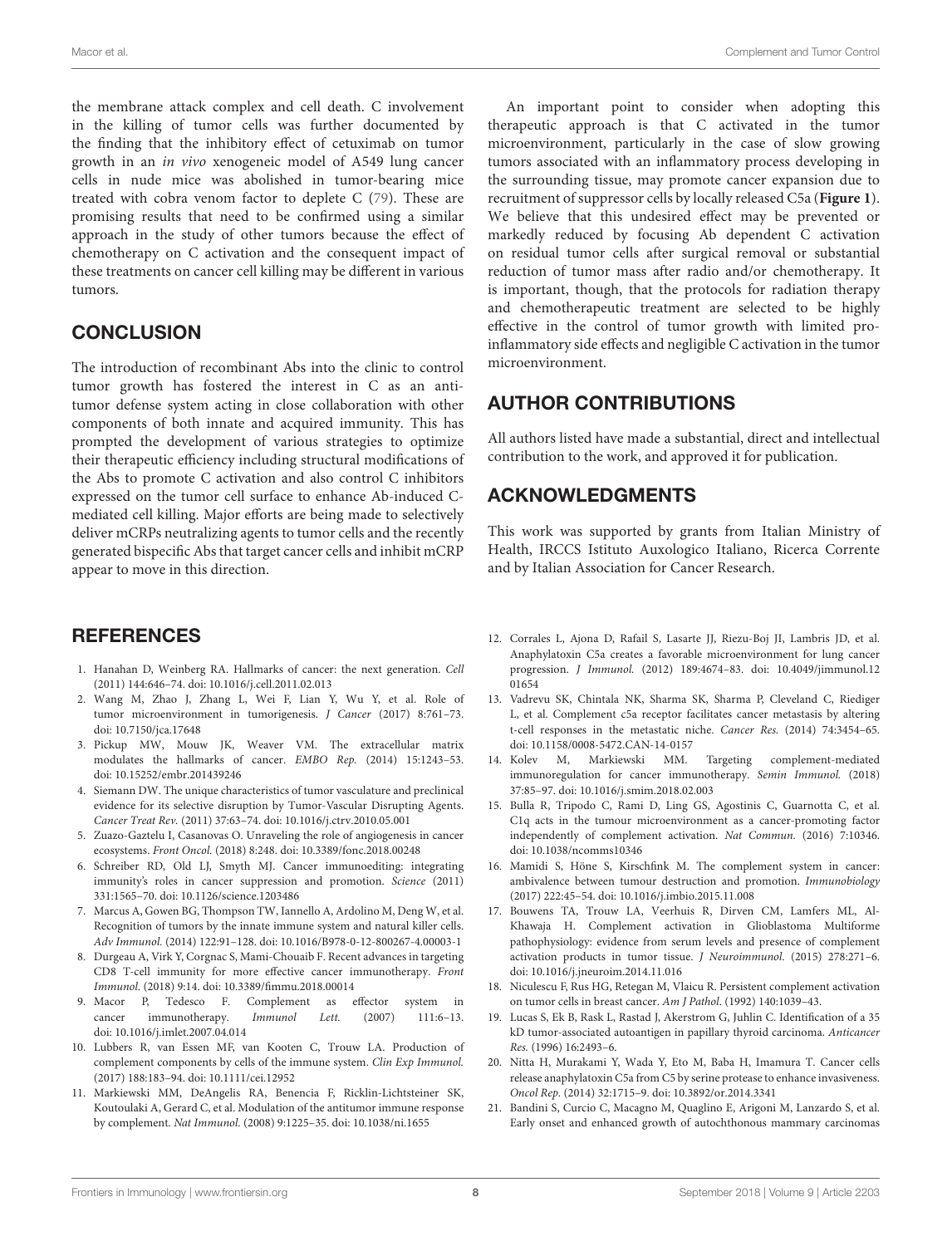the membrane attack complex and cell death. C involvement in the killing of tumor cells was further documented by the finding that the inhibitory effect of cetuximab on tumor growth in an *in vivo* xenogeneic model of A549 lung cancer cells in nude mice was abolished in tumor-bearing mice treated with cobra venom factor to deplete C (79). These are promising results that need to be confirmed using a similar approach in the study of other tumors because the effect of chemotherapy on C activation and the consequent impact of these treatments on cancer cell killing may be different in various tumors.

## CONCLUSION

The introduction of recombinant Abs into the clinic to control tumor growth has fostered the interest in C as an anti-tumor defense system acting in close collaboration with other components of both innate and acquired immunity. This has prompted the development of various strategies to optimize their therapeutic efficiency including structural modifications of the Abs to promote C activation and also control C inhibitors expressed on the tumor cell surface to enhance Ab-induced C-mediated cell killing. Major efforts are being made to selectively deliver mCRPs neutralizing agents to tumor cells and the recently generated bispecific Abs that target cancer cells and inhibit mCRP appear to move in this direction.

An important point to consider when adopting this therapeutic approach is that C activated in the tumor microenvironment, particularly in the case of slow growing tumors associated with an inflammatory process developing in the surrounding tissue, may promote cancer expansion due to recruitment of suppressor cells by locally released C5a (**Figure 1**). We believe that this undesired effect may be prevented or markedly reduced by focusing Ab dependent C activation on residual tumor cells after surgical removal or substantial reduction of tumor mass after radio and/or chemotherapy. It is important, though, that the protocols for radiation therapy and chemotherapeutic treatment are selected to be highly effective in the control of tumor growth with limited pro-inflammatory side effects and negligible C activation in the tumor microenvironment.

## AUTHOR CONTRIBUTIONS

All authors listed have made a substantial, direct and intellectual contribution to the work, and approved it for publication.

## ACKNOWLEDGMENTS

This work was supported by grants from Italian Ministry of Health, IRCCS Istituto Auxologico Italiano, Ricerca Corrente and by Italian Association for Cancer Research.

## REFERENCES

1. Hanahan D, Weinberg RA. Hallmarks of cancer: the next generation. *Cell* (2011) 144:646–74. doi: 10.1016/j.cell.2011.02.013
2. Wang M, Zhao J, Zhang L, Wei F, Lian Y, Wu Y, et al. Role of tumor microenvironment in tumorigenesis. *J Cancer* (2017) 8:761–73. doi: 10.7150/jca.17648
3. Pickup MW, Mouw JK, Weaver VM. The extracellular matrix modulates the hallmarks of cancer. *EMBO Rep.* (2014) 15:1243–53. doi: 10.15252/embr.201439246
4. Siemann DW. The unique characteristics of tumor vasculature and preclinical evidence for its selective disruption by Tumor-Vascular Disrupting Agents. *Cancer Treat Rev.* (2011) 37:63–74. doi: 10.1016/j.ctrv.2010.05.001
5. Zuazo-Gaztelu I, Casanovas O. Unraveling the role of angiogenesis in cancer ecosystems. *Front Oncol.* (2018) 8:248. doi: 10.3389/fonc.2018.00248
6. Schreiber RD, Old LJ, Smyth MJ. Cancer immunoediting: integrating immunity's roles in cancer suppression and promotion. *Science* (2011) 331:1565–70. doi: 10.1126/science.1203486
7. Marcus A, Gowen BG, Thompson TW, Iannello A, Ardolino M, Deng W, et al. Recognition of tumors by the innate immune system and natural killer cells. *Adv Immunol.* (2014) 122:91–128. doi: 10.1016/B978-0-12-800267-4.00003-1
8. Durgeau A, Virk Y, Corgnac S, Mami-Chouaib F. Recent advances in targeting CD8 T-cell immunity for more effective cancer immunotherapy. *Front Immunol.* (2018) 9:14. doi: 10.3389/fimmu.2018.00014
9. Macor P, Tedesco F. Complement as effector system in cancer immunotherapy. *Immunol Lett.* (2007) 111:6–13. doi: 10.1016/j.imlet.2007.04.014
10. Lubbers R, van Essen MF, van Kooten C, Trouw LA. Production of complement components by cells of the immune system. *Clin Exp Immunol.* (2017) 188:183–94. doi: 10.1111/cei.12952
11. Markiewski MM, DeAngelis RA, Benencia F, Ricklin-Lichtsteiner SK, Koutoulaki A, Gerard C, et al. Modulation of the antitumor immune response by complement. *Nat Immunol.* (2008) 9:1225–35. doi: 10.1038/ni.1655
12. Corrales L, Ajona D, Rafail S, Lasarte JJ, Riezu-Boj JI, Lambris JD, et al. Anaphylatoxin C5a creates a favorable microenvironment for lung cancer progression. *J Immunol.* (2012) 189:4674–83. doi: 10.4049/jimmunol.1201654
13. Vadrevu SK, Chintala NK, Sharma SK, Sharma P, Cleveland C, Riediger L, et al. Complement c5a receptor facilitates cancer metastasis by altering t-cell responses in the metastatic niche. *Cancer Res.* (2014) 74:3454–65. doi: 10.1158/0008-5472.CAN-14-0157
14. Kolev M, Markiewski MM. Targeting complement-mediated immunoregulation for cancer immunotherapy. *Semin Immunol.* (2018) 37:85–97. doi: 10.1016/j.smim.2018.02.003
15. Bulla R, Tripodo C, Rami D, Ling GS, Agostinis C, Guarnotta C, et al. C1q acts in the tumour microenvironment as a cancer-promoting factor independently of complement activation. *Nat Commun.* (2016) 7:10346. doi: 10.1038/ncomms10346
16. Mamidi S, Höne S, Kirschfink M. The complement system in cancer: ambivalence between tumour destruction and promotion. *Immunobiology* (2017) 222:45–54. doi: 10.1016/j.imbio.2015.11.008
17. Bouwens TA, Trouw LA, Veerhuis R, Dirven CM, Lamfers ML, Al-Khawaja H. Complement activation in Glioblastoma Multiforme pathophysiology: evidence from serum levels and presence of complement activation products in tumor tissue. *J Neuroimmunol.* (2015) 278:271–6. doi: 10.1016/j.jneuroim.2014.11.016
18. Niculescu F, Rus HG, Retegan M, Vlaicu R. Persistent complement activation on tumor cells in breast cancer. *Am J Pathol.* (1992) 140:1039–43.
19. Lucas S, Ek B, Rask L, Rastad J, Akerstrom G, Juhlin C. Identification of a 35 kD tumor-associated autoantigen in papillary thyroid carcinoma. *Anticancer Res.* (1996) 16:2493–6.
20. Nitta H, Murakami Y, Wada Y, Eto M, Baba H, Imamura T. Cancer cells release anaphylatoxin C5a from C5 by serine protease to enhance invasiveness. *Oncol Rep.* (2014) 32:1715–9. doi: 10.3892/or.2014.3341
21. Bandini S, Curcio C, Macagno M, Quaglino E, Arigoni M, Lanzardo S, et al. Early onset and enhanced growth of autochthonous mammary carcinomas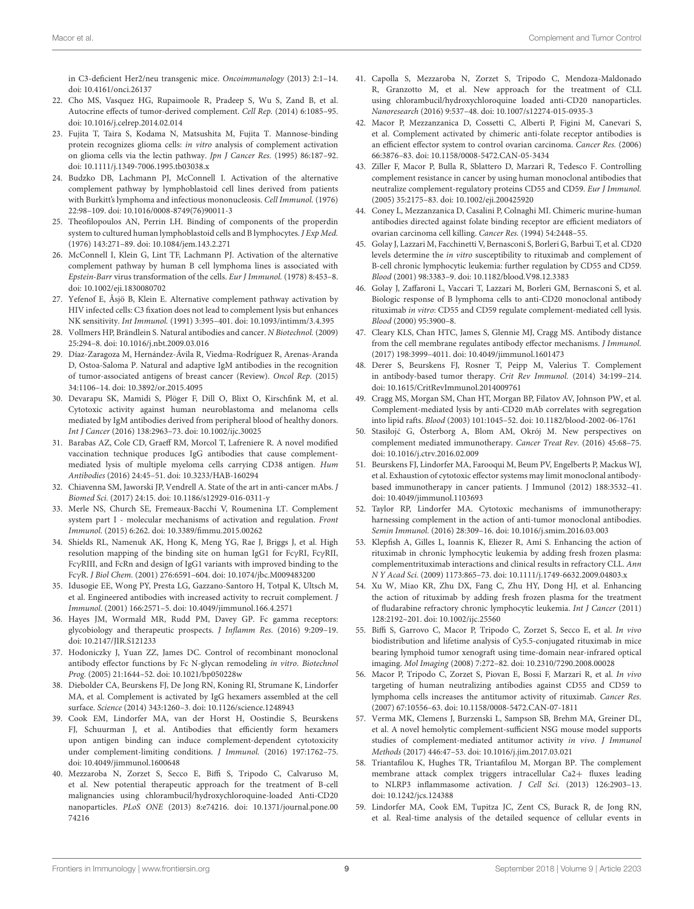in C3-deficient Her2/neu transgenic mice. *Oncoimmunology* (2013) 2:1–14. doi: 10.4161/onci.26137

22. Cho MS, Vasquez HG, Rupaimoole R, Pradeep S, Wu S, Zand B, et al. Autocrine effects of tumor-derived complement. *Cell Rep.* (2014) 6:1085–95. doi: 10.1016/j.celrep.2014.02.014
23. Fujita T, Taira S, Kodama N, Matsushita M, Fujita T. Mannose-binding protein recognizes glioma cells: *in vitro* analysis of complement activation on glioma cells via the lectin pathway. *Jpn J Cancer Res.* (1995) 86:187–92. doi: 10.1111/j.1349-7006.1995.tb03038.x
24. Budzko DB, Lachmann PJ, McConnell I. Activation of the alternative complement pathway by lymphoblastoid cell lines derived from patients with Burkitt's lymphoma and infectious mononucleosis. *Cell Immunol.* (1976) 22:98–109. doi: 10.1016/0008-8749(76)90011-3
25. Theofilopoulos AN, Perrin LH. Binding of components of the properdin system to cultured human lymphoblastoid cells and B lymphocytes. *J Exp Med.* (1976) 143:271–89. doi: 10.1084/jem.143.2.271
26. McConnell I, Klein G, Lint TF, Lachmann PJ. Activation of the alternative complement pathway by human B cell lymphoma lines is associated with *Epstein-Barr* virus transformation of the cells. *Eur J Immunol.* (1978) 8:453–8. doi: 10.1002/eji.1830080702
27. Yefenof E, Åsjö B, Klein E. Alternative complement pathway activation by HIV infected cells: C3 fixation does not lead to complement lysis but enhances NK sensitivity. *Int Immunol.* (1991) 3:395–401. doi: 10.1093/intimm/3.4.395
28. Vollmers HP, Brändlein S. Natural antibodies and cancer. *N Biotechnol.* (2009) 25:294–8. doi: 10.1016/j.nbt.2009.03.016
29. Díaz-Zaragoza M, Hernández-Ávila R, Viedma-Rodríguez R, Arenas-Aranda D, Ostoa-Saloma P. Natural and adaptive IgM antibodies in the recognition of tumor-associated antigens of breast cancer (Review). *Oncol Rep.* (2015) 34:1106–14. doi: 10.3892/or.2015.4095
30. Devarapu SK, Mamidi S, Plöger F, Dill O, Blixt O, Kirschfink M, et al. Cytotoxic activity against human neuroblastoma and melanoma cells mediated by IgM antibodies derived from peripheral blood of healthy donors. *Int J Cancer* (2016) 138:2963–73. doi: 10.1002/ijc.30025
31. Barabas AZ, Cole CD, Graeff RM, Morcol T, Lafreniere R. A novel modified vaccination technique produces IgG antibodies that cause complement-mediated lysis of multiple myeloma cells carrying CD38 antigen. *Hum Antibodies* (2016) 24:45–51. doi: 10.3233/HAB-160294
32. Chiavenna SM, Jaworski JP, Vendrell A. State of the art in anti-cancer mAbs. *J Biomed Sci.* (2017) 24:15. doi: 10.1186/s12929-016-0311-y
33. Merle NS, Church SE, Fremeaux-Bacchi V, Roumenina LT. Complement system part I - molecular mechanisms of activation and regulation. *Front Immunol.* (2015) 6:262. doi: 10.3389/fimmu.2015.00262
34. Shields RL, Namenuk AK, Hong K, Meng YG, Rae J, Briggs J, et al. High resolution mapping of the binding site on human IgG1 for FcγRI, FcγRII, FcγRIII, and FcRn and design of IgG1 variants with improved binding to the FcγR. *J Biol Chem.* (2001) 276:6591–604. doi: 10.1074/jbc.M009483200
35. Idusogie EE, Wong PY, Presta LG, Gazzano-Santoro H, Totpal K, Ultsch M, et al. Engineered antibodies with increased activity to recruit complement. *J Immunol.* (2001) 166:2571–5. doi: 10.4049/jimmunol.166.4.2571
36. Hayes JM, Wormald MR, Rudd PM, Davey GP. Fc gamma receptors: glycobiology and therapeutic prospects. *J Inflamm Res.* (2016) 9:209–19. doi: 10.2147/JIR.S121233
37. Hodoniczky J, Yuan ZZ, James DC. Control of recombinant monoclonal antibody effector functions by Fc N-glycan remodeling *in vitro*. *Biotechnol Prog.* (2005) 21:1644–52. doi: 10.1021/bp050228w
38. Diebolder CA, Beurskens FJ, De Jong RN, Koning RI, Strumane K, Lindorfer MA, et al. Complement is activated by IgG hexamers assembled at the cell surface. *Science* (2014) 343:1260–3. doi: 10.1126/science.1248943
39. Cook EM, Lindorfer MA, van der Horst H, Oostindie S, Beurskens FJ, Schuurman J, et al. Antibodies that efficiently form hexamers upon antigen binding can induce complement-dependent cytotoxicity under complement-limiting conditions. *J Immunol.* (2016) 197:1762–75. doi: 10.4049/jimmunol.1600648
40. Mezzaroba N, Zorzet S, Secco E, Biffi S, Tripodo C, Calvaruso M, et al. New potential therapeutic approach for the treatment of B-cell malignancies using chlorambucil/hydroxychloroquine-loaded Anti-CD20 nanoparticles. *PLoS ONE* (2013) 8:e74216. doi: 10.1371/journal.pone.0074216
41. Capolla S, Mezzaroba N, Zorzet S, Tripodo C, Mendoza-Maldonado R, Granzotto M, et al. New approach for the treatment of CLL using chlorambucil/hydroxychloroquine loaded anti-CD20 nanoparticles. *Nanoresearch* (2016) 9:537–48. doi: 10.1007/s12274-015-0935-3
42. Macor P, Mezzanzanica D, Cossetti C, Alberti P, Figini M, Canevari S, et al. Complement activated by chimeric anti-folate receptor antibodies is an efficient effector system to control ovarian carcinoma. *Cancer Res.* (2006) 66:3876–83. doi: 10.1158/0008-5472.CAN-05-3434
43. Ziller F, Macor P, Bulla R, Sblattero D, Marzari R, Tedesco F. Controlling complement resistance in cancer by using human monoclonal antibodies that neutralize complement-regulatory proteins CD55 and CD59. *Eur J Immunol.* (2005) 35:2175–83. doi: 10.1002/eji.200425920
44. Coney L, Mezzanzanica D, Casalini P, Colnaghi MI. Chimeric murine-human antibodies directed against folate binding receptor are efficient mediators of ovarian carcinoma cell killing. *Cancer Res.* (1994) 54:2448–55.
45. Golay J, Lazzari M, Facchinetti V, Bernasconi S, Borleri G, Barbui T, et al. CD20 levels determine the *in vitro* susceptibility to rituximab and complement of B-cell chronic lymphocytic leukemia: further regulation by CD55 and CD59. *Blood* (2001) 98:3383–9. doi: 10.1182/blood.V98.12.3383
46. Golay J, Zaffaroni L, Vaccari T, Lazzari M, Borleri GM, Bernasconi S, et al. Biologic response of B lymphoma cells to anti-CD20 monoclonal antibody rituximab *in vitro*: CD55 and CD59 regulate complement-mediated cell lysis. *Blood* (2000) 95:3900–8.
47. Cleary KLS, Chan HTC, James S, Glennie MJ, Cragg MS. Antibody distance from the cell membrane regulates antibody effector mechanisms. *J Immunol.* (2017) 198:3999–4011. doi: 10.4049/jimmunol.1601473
48. Derer S, Beurskens FJ, Rosner T, Peipp M, Valerius T. Complement in antibody-based tumor therapy. *Crit Rev Immunol.* (2014) 34:199–214. doi: 10.1615/CritRevImmunol.2014009761
49. Cragg MS, Morgan SM, Chan HT, Morgan BP, Filatov AV, Johnson PW, et al. Complement-mediated lysis by anti-CD20 mAb correlates with segregation into lipid rafts. *Blood* (2003) 101:1045–52. doi: 10.1182/blood-2002-06-1761
50. Stasiłojć G, Österborg A, Blom AM, Okrój M. New perspectives on complement mediated immunotherapy. *Cancer Treat Rev.* (2016) 45:68–75. doi: 10.1016/j.ctrv.2016.02.009
51. Beurskens FJ, Lindorfer MA, Farooqui M, Beum PV, Engelberts P, Mackus WJ, et al. Exhaustion of cytotoxic effector systems may limit monoclonal antibody-based immunotherapy in cancer patients. J Immunol (2012) 188:3532–41. doi: 10.4049/jimmunol.1103693
52. Taylor RP, Lindorfer MA. Cytotoxic mechanisms of immunotherapy: harnessing complement in the action of anti-tumor monoclonal antibodies. *Semin Immunol.* (2016) 28:309–16. doi: 10.1016/j.smim.2016.03.003
53. Klepfish A, Gilles L, Ioannis K, Eliezer R, Ami S. Enhancing the action of rituximab in chronic lymphocytic leukemia by adding fresh frozen plasma: complementrituximab interactions and clinical results in refractory CLL. *Ann N Y Acad Sci.* (2009) 1173:865–73. doi: 10.1111/j.1749-6632.2009.04803.x
54. Xu W, Miao KR, Zhu DX, Fang C, Zhu HY, Dong HJ, et al. Enhancing the action of rituximab by adding fresh frozen plasma for the treatment of fludarabine refractory chronic lymphocytic leukemia. *Int J Cancer* (2011) 128:2192–201. doi: 10.1002/ijc.25560
55. Biffi S, Garrovo C, Macor P, Tripodo C, Zorzet S, Secco E, et al. *In vivo* biodistribution and lifetime analysis of Cy5.5-conjugated rituximab in mice bearing lymphoid tumor xenograft using time-domain near-infrared optical imaging. *Mol Imaging* (2008) 7:272–82. doi: 10.2310/7290.2008.00028
56. Macor P, Tripodo C, Zorzet S, Piovan E, Bossi F, Marzari R, et al. *In vivo* targeting of human neutralizing antibodies against CD55 and CD59 to lymphoma cells increases the antitumor activity of rituximab. *Cancer Res.* (2007) 67:10556–63. doi: 10.1158/0008-5472.CAN-07-1811
57. Verma MK, Clemens J, Burzenski L, Sampson SB, Brehm MA, Greiner DL, et al. A novel hemolytic complement-sufficient NSG mouse model supports studies of complement-mediated antitumor activity *in vivo*. *J Immunol Methods* (2017) 446:47–53. doi: 10.1016/j.jim.2017.03.021
58. Triantafilou K, Hughes TR, Triantafilou M, Morgan BP. The complement membrane attack complex triggers intracellular Ca2+ fluxes leading to NLRP3 inflammasome activation. *J Cell Sci.* (2013) 126:2903–13. doi: 10.1242/jcs.124388
59. Lindorfer MA, Cook EM, Tupitza JC, Zent CS, Burack R, de Jong RN, et al. Real-time analysis of the detailed sequence of cellular events in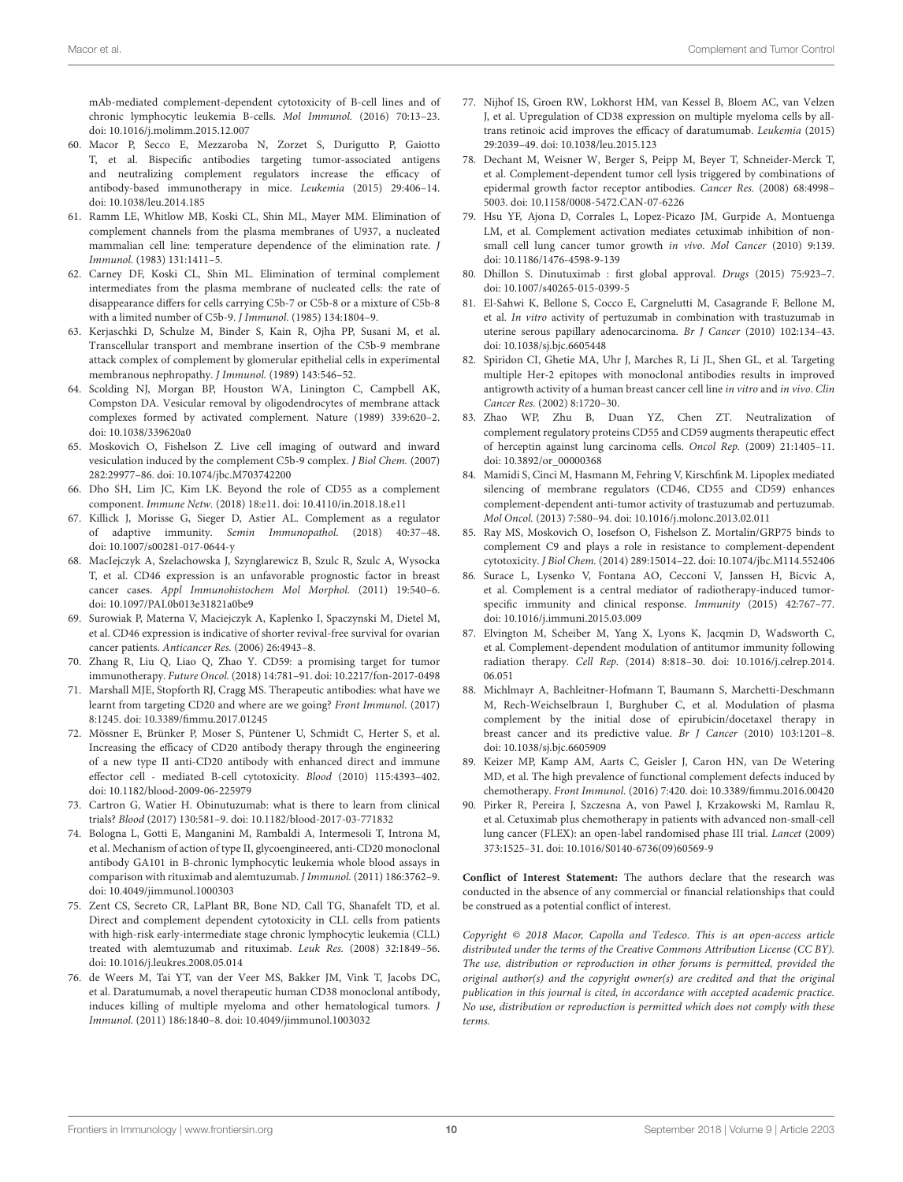mAb-mediated complement-dependent cytotoxicity of B-cell lines and of chronic lymphocytic leukemia B-cells. *Mol Immunol.* (2016) 70:13–23. doi: 10.1016/j.molimm.2015.12.007

60. Macor P, Secco E, Mezzaroba N, Zorzet S, Durigutto P, Gaiotto T, et al. Bispecific antibodies targeting tumor-associated antigens and neutralizing complement regulators increase the efficacy of antibody-based immunotherapy in mice. *Leukemia* (2015) 29:406–14. doi: 10.1038/leu.2014.185
61. Ramm LE, Whitlow MB, Koski CL, Shin ML, Mayer MM. Elimination of complement channels from the plasma membranes of U937, a nucleated mammalian cell line: temperature dependence of the elimination rate. *J Immunol.* (1983) 131:1411–5.
62. Carney DF, Koski CL, Shin ML. Elimination of terminal complement intermediates from the plasma membrane of nucleated cells: the rate of disappearance differs for cells carrying C5b-7 or C5b-8 or a mixture of C5b-8 with a limited number of C5b-9. *J Immunol.* (1985) 134:1804–9.
63. Kerjaschki D, Schulze M, Binder S, Kain R, Ojha PP, Susani M, et al. Transcellular transport and membrane insertion of the C5b-9 membrane attack complex of complement by glomerular epithelial cells in experimental membranous nephropathy. *J Immunol.* (1989) 143:546–52.
64. Scolding NJ, Morgan BP, Houston WA, Linington C, Campbell AK, Compston DA. Vesicular removal by oligodendrocytes of membrane attack complexes formed by activated complement. Nature (1989) 339:620–2. doi: 10.1038/339620a0
65. Moskovich O, Fishelson Z. Live cell imaging of outward and inward vesiculation induced by the complement C5b-9 complex. *J Biol Chem.* (2007) 282:29977–86. doi: 10.1074/jbc.M703742200
66. Dho SH, Lim JC, Kim LK. Beyond the role of CD55 as a complement component. *Immune Netw.* (2018) 18:e11. doi: 10.4110/in.2018.18.e11
67. Killick J, Morisse G, Sieger D, Astier AL. Complement as a regulator of adaptive immunity. *Semin Immunopathol.* (2018) 40:37–48. doi: 10.1007/s00281-017-0644-y
68. MacIejczyk A, Szelachowska J, Szynglarewicz B, Szulc R, Szulc A, Wysocka T, et al. CD46 expression is an unfavorable prognostic factor in breast cancer cases. *Appl Immunohistochem Mol Morphol.* (2011) 19:540–6. doi: 10.1097/PAI.0b013e31821a0be9
69. Surowiak P, Materna V, Maciejczyk A, Kaplenko I, Spaczynski M, Dietel M, et al. CD46 expression is indicative of shorter revival-free survival for ovarian cancer patients. *Anticancer Res.* (2006) 26:4943–8.
70. Zhang R, Liu Q, Liao Q, Zhao Y. CD59: a promising target for tumor immunotherapy. *Future Oncol.* (2018) 14:781–91. doi: 10.2217/fon-2017-0498
71. Marshall MJE, Stopforth RJ, Cragg MS. Therapeutic antibodies: what have we learnt from targeting CD20 and where are we going? *Front Immunol.* (2017) 8:1245. doi: 10.3389/fimmu.2017.01245
72. Mössner E, Brünker P, Moser S, Püntener U, Schmidt C, Herter S, et al. Increasing the efficacy of CD20 antibody therapy through the engineering of a new type II anti-CD20 antibody with enhanced direct and immune effector cell - mediated B-cell cytotoxicity. *Blood* (2010) 115:4393–402. doi: 10.1182/blood-2009-06-225979
73. Cartron G, Watier H. Obinutuzumab: what is there to learn from clinical trials? *Blood* (2017) 130:581–9. doi: 10.1182/blood-2017-03-771832
74. Bologna L, Gotti E, Manganini M, Rambaldi A, Intermesoli T, Introna M, et al. Mechanism of action of type II, glycoengineered, anti-CD20 monoclonal antibody GA101 in B-chronic lymphocytic leukemia whole blood assays in comparison with rituximab and alemtuzumab. *J Immunol.* (2011) 186:3762–9. doi: 10.4049/jimmunol.1000303
75. Zent CS, Secreto CR, LaPlant BR, Bone ND, Call TG, Shanafelt TD, et al. Direct and complement dependent cytotoxicity in CLL cells from patients with high-risk early-intermediate stage chronic lymphocytic leukemia (CLL) treated with alemtuzumab and rituximab. *Leuk Res.* (2008) 32:1849–56. doi: 10.1016/j.leukres.2008.05.014
76. de Weers M, Tai YT, van der Veer MS, Bakker JM, Vink T, Jacobs DC, et al. Daratumumab, a novel therapeutic human CD38 monoclonal antibody, induces killing of multiple myeloma and other hematological tumors. *J Immunol.* (2011) 186:1840–8. doi: 10.4049/jimmunol.1003032
77. Nijhof IS, Groen RW, Lokhorst HM, van Kessel B, Bloem AC, van Velzen J, et al. Upregulation of CD38 expression on multiple myeloma cells by all-trans retinoic acid improves the efficacy of daratumumab. *Leukemia* (2015) 29:2039–49. doi: 10.1038/leu.2015.123
78. Dechant M, Weisner W, Berger S, Peipp M, Beyer T, Schneider-Merck T, et al. Complement-dependent tumor cell lysis triggered by combinations of epidermal growth factor receptor antibodies. *Cancer Res.* (2008) 68:4998–5003. doi: 10.1158/0008-5472.CAN-07-6226
79. Hsu YF, Ajona D, Corrales L, Lopez-Picazo JM, Gurpide A, Montuenga LM, et al. Complement activation mediates cetuximab inhibition of non-small cell lung cancer tumor growth *in vivo*. *Mol Cancer* (2010) 9:139. doi: 10.1186/1476-4598-9-139
80. Dhillon S. Dinutuximab : first global approval. *Drugs* (2015) 75:923–7. doi: 10.1007/s40265-015-0399-5
81. El-Sahwi K, Bellone S, Cocco E, Cargnelutti M, Casagrande F, Bellone M, et al. *In vitro* activity of pertuzumab in combination with trastuzumab in uterine serous papillary adenocarcinoma. *Br J Cancer* (2010) 102:134–43. doi: 10.1038/sj.bjc.6605448
82. Spiridon CI, Ghetie MA, Uhr J, Marches R, Li JL, Shen GL, et al. Targeting multiple Her-2 epitopes with monoclonal antibodies results in improved antigrowth activity of a human breast cancer cell line *in vitro* and *in vivo*. *Clin Cancer Res.* (2002) 8:1720–30.
83. Zhao WP, Zhu B, Duan YZ, Chen ZT. Neutralization of complement regulatory proteins CD55 and CD59 augments therapeutic effect of herceptin against lung carcinoma cells. *Oncol Rep.* (2009) 21:1405–11. doi: 10.3892/or_00000368
84. Mamidi S, Cinci M, Hasmann M, Fehring V, Kirschfink M. Lipoplex mediated silencing of membrane regulators (CD46, CD55 and CD59) enhances complement-dependent anti-tumor activity of trastuzumab and pertuzumab. *Mol Oncol.* (2013) 7:580–94. doi: 10.1016/j.molonc.2013.02.011
85. Ray MS, Moskovich O, Iosefson O, Fishelson Z. Mortalin/GRP75 binds to complement C9 and plays a role in resistance to complement-dependent cytotoxicity. *J Biol Chem.* (2014) 289:15014–22. doi: 10.1074/jbc.M114.552406
86. Surace L, Lysenko V, Fontana AO, Cecconi V, Janssen H, Bicvic A, et al. Complement is a central mediator of radiotherapy-induced tumor-specific immunity and clinical response. *Immunity* (2015) 42:767–77. doi: 10.1016/j.immuni.2015.03.009
87. Elvington M, Scheiber M, Yang X, Lyons K, Jacqmin D, Wadsworth C, et al. Complement-dependent modulation of antitumor immunity following radiation therapy. *Cell Rep.* (2014) 8:818–30. doi: 10.1016/j.celrep.2014.06.051
88. Michlmayr A, Bachleitner-Hofmann T, Baumann S, Marchetti-Deschmann M, Rech-Weichselbraun I, Burghuber C, et al. Modulation of plasma complement by the initial dose of epirubicin/docetaxel therapy in breast cancer and its predictive value. *Br J Cancer* (2010) 103:1201–8. doi: 10.1038/sj.bjc.6605909
89. Keizer MP, Kamp AM, Aarts C, Geisler J, Caron HN, van De Wetering MD, et al. The high prevalence of functional complement defects induced by chemotherapy. *Front Immunol.* (2016) 7:420. doi: 10.3389/fimmu.2016.00420
90. Pirker R, Pereira J, Szczesna A, von Pawel J, Krzakowski M, Ramlau R, et al. Cetuximab plus chemotherapy in patients with advanced non-small-cell lung cancer (FLEX): an open-label randomised phase III trial. *Lancet* (2009) 373:1525–31. doi: 10.1016/S0140-6736(09)60569-9

**Conflict of Interest Statement:** The authors declare that the research was conducted in the absence of any commercial or financial relationships that could be construed as a potential conflict of interest.

*Copyright © 2018 Macor, Capolla and Tedesco. This is an open-access article distributed under the terms of the Creative Commons Attribution License (CC BY). The use, distribution or reproduction in other forums is permitted, provided the original author(s) and the copyright owner(s) are credited and that the original publication in this journal is cited, in accordance with accepted academic practice. No use, distribution or reproduction is permitted which does not comply with these terms.*